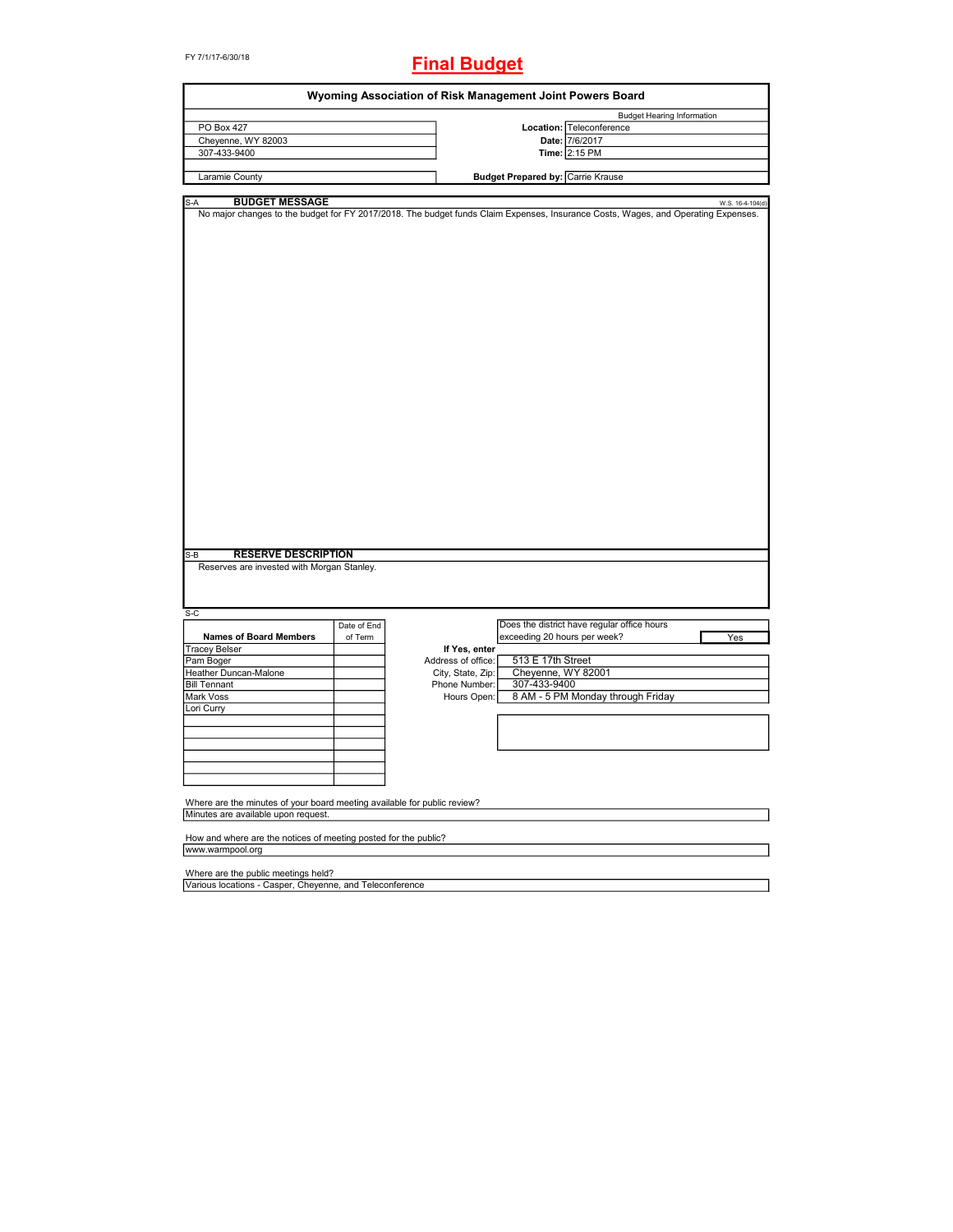FY 7/1/17-6/30/18

# Final Budget

## Wyoming Association of Risk Management Joint Powers Board

| | | Budget Hearing Information |
|---|---|---|
| PO Box 427 | **Location:** | Teleconference |
| Cheyenne, WY 82003 | **Date:** | 7/6/2017 |
| 307-433-9400 | **Time:** | 2:15 PM |
| Laramie County | **Budget Prepared by:** | Carrie Krause |

S-A **BUDGET MESSAGE** W.S. 16-4-104(d)

No major changes to the budget for FY 2017/2018. The budget funds Claim Expenses, Insurance Costs, Wages, and Operating Expenses.

S-B **RESERVE DESCRIPTION**

Reserves are invested with Morgan Stanley.

S-C

| Names of Board Members | Date of End of Term |
|---|---|
| Tracey Belser | |
| Pam Boger | |
| Heather Duncan-Malone | |
| Bill Tennant | |
| Mark Voss | |
| Lori Curry | |
| | |
| | |
| | |
| | |
| | |

Does the district have regular office hours exceeding 20 hours per week? Yes

**If Yes, enter**

| | |
|---|---|
| Address of office: | 513 E 17th Street |
| City, State, Zip: | Cheyenne, WY 82001 |
| Phone Number: | 307-433-9400 |
| Hours Open: | 8 AM - 5 PM Monday through Friday |

Where are the minutes of your board meeting available for public review?

Minutes are available upon request.

How and where are the notices of meeting posted for the public?

www.warmpool.org

Where are the public meetings held?

Various locations - Casper, Cheyenne, and Teleconference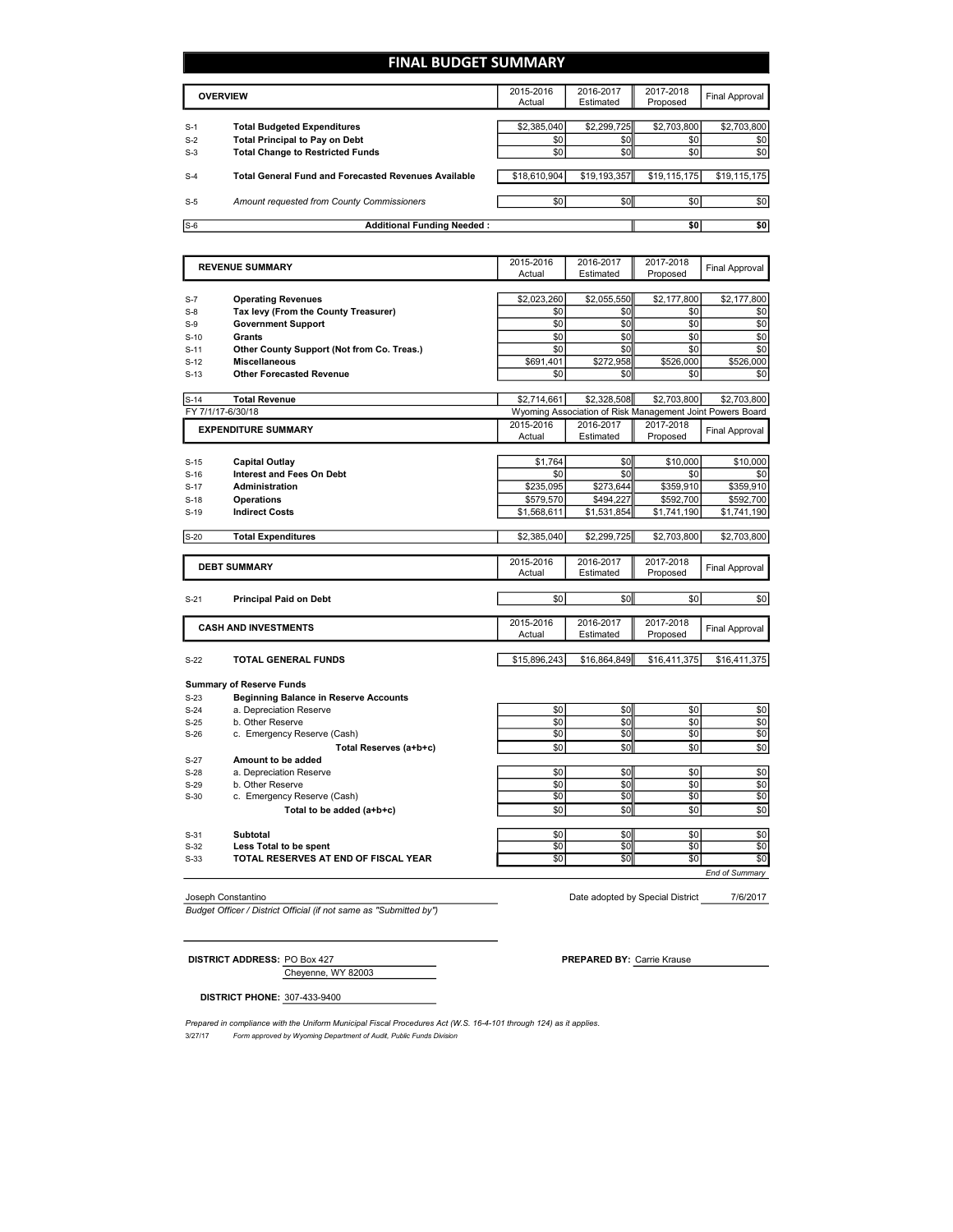# FINAL BUDGET SUMMARY

| | OVERVIEW | 2015-2016 Actual | 2016-2017 Estimated | 2017-2018 Proposed | Final Approval |
|---|---|---|---|---|---|
| S-1 | **Total Budgeted Expenditures** | $2,385,040 | $2,299,725 | $2,703,800 | $2,703,800 |
| S-2 | **Total Principal to Pay on Debt** | $0 | $0 | $0 | $0 |
| S-3 | **Total Change to Restricted Funds** | $0 | $0 | $0 | $0 |
| S-4 | **Total General Fund and Forecasted Revenues Available** | $18,610,904 | $19,193,357 | $19,115,175 | $19,115,175 |
| S-5 | *Amount requested from County Commissioners* | $0 | $0 | $0 | $0 |
| S-6 | **Additional Funding Needed :** | | | **$0** | **$0** |

| | REVENUE SUMMARY | 2015-2016 Actual | 2016-2017 Estimated | 2017-2018 Proposed | Final Approval |
|---|---|---|---|---|---|
| S-7 | **Operating Revenues** | $2,023,260 | $2,055,550 | $2,177,800 | $2,177,800 |
| S-8 | **Tax levy (From the County Treasurer)** | $0 | $0 | $0 | $0 |
| S-9 | **Government Support** | $0 | $0 | $0 | $0 |
| S-10 | **Grants** | $0 | $0 | $0 | $0 |
| S-11 | **Other County Support (Not from Co. Treas.)** | $0 | $0 | $0 | $0 |
| S-12 | **Miscellaneous** | $691,401 | $272,958 | $526,000 | $526,000 |
| S-13 | **Other Forecasted Revenue** | $0 | $0 | $0 | $0 |
| S-14 | **Total Revenue** | $2,714,661 | $2,328,508 | $2,703,800 | $2,703,800 |

FY 7/1/17-6/30/18 — Wyoming Association of Risk Management Joint Powers Board

| | EXPENDITURE SUMMARY | 2015-2016 Actual | 2016-2017 Estimated | 2017-2018 Proposed | Final Approval |
|---|---|---|---|---|---|
| S-15 | **Capital Outlay** | $1,764 | $0 | $10,000 | $10,000 |
| S-16 | **Interest and Fees On Debt** | $0 | $0 | $0 | $0 |
| S-17 | **Administration** | $235,095 | $273,644 | $359,910 | $359,910 |
| S-18 | **Operations** | $579,570 | $494,227 | $592,700 | $592,700 |
| S-19 | **Indirect Costs** | $1,568,611 | $1,531,854 | $1,741,190 | $1,741,190 |
| S-20 | **Total Expenditures** | $2,385,040 | $2,299,725 | $2,703,800 | $2,703,800 |

| | DEBT SUMMARY | 2015-2016 Actual | 2016-2017 Estimated | 2017-2018 Proposed | Final Approval |
|---|---|---|---|---|---|
| S-21 | **Principal Paid on Debt** | $0 | $0 | $0 | $0 |

| | CASH AND INVESTMENTS | 2015-2016 Actual | 2016-2017 Estimated | 2017-2018 Proposed | Final Approval |
|---|---|---|---|---|---|
| S-22 | **TOTAL GENERAL FUNDS** | $15,896,243 | $16,864,849 | $16,411,375 | $16,411,375 |
| | **Summary of Reserve Funds** | | | | |
| S-23 | **Beginning Balance in Reserve Accounts** | | | | |
| S-24 | a. Depreciation Reserve | $0 | $0 | $0 | $0 |
| S-25 | b. Other Reserve | $0 | $0 | $0 | $0 |
| S-26 | c. Emergency Reserve (Cash) | $0 | $0 | $0 | $0 |
| | **Total Reserves (a+b+c)** | $0 | $0 | $0 | $0 |
| S-27 | **Amount to be added** | | | | |
| S-28 | a. Depreciation Reserve | $0 | $0 | $0 | $0 |
| S-29 | b. Other Reserve | $0 | $0 | $0 | $0 |
| S-30 | c. Emergency Reserve (Cash) | $0 | $0 | $0 | $0 |
| | **Total to be added (a+b+c)** | $0 | $0 | $0 | $0 |
| S-31 | **Subtotal** | $0 | $0 | $0 | $0 |
| S-32 | **Less Total to be spent** | $0 | $0 | $0 | $0 |
| S-33 | **TOTAL RESERVES AT END OF FISCAL YEAR** | $0 | $0 | $0 | $0 |

*End of Summary*

Joseph Constantino — Date adopted by Special District: 7/6/2017

*Budget Officer / District Official (if not same as "Submitted by")*

**DISTRICT ADDRESS:** PO Box 427, Cheyenne, WY 82003

**PREPARED BY:** Carrie Krause

**DISTRICT PHONE:** 307-433-9400

*Prepared in compliance with the Uniform Municipal Fiscal Procedures Act (W.S. 16-4-101 through 124) as it applies.*

3/27/17 *Form approved by Wyoming Department of Audit, Public Funds Division*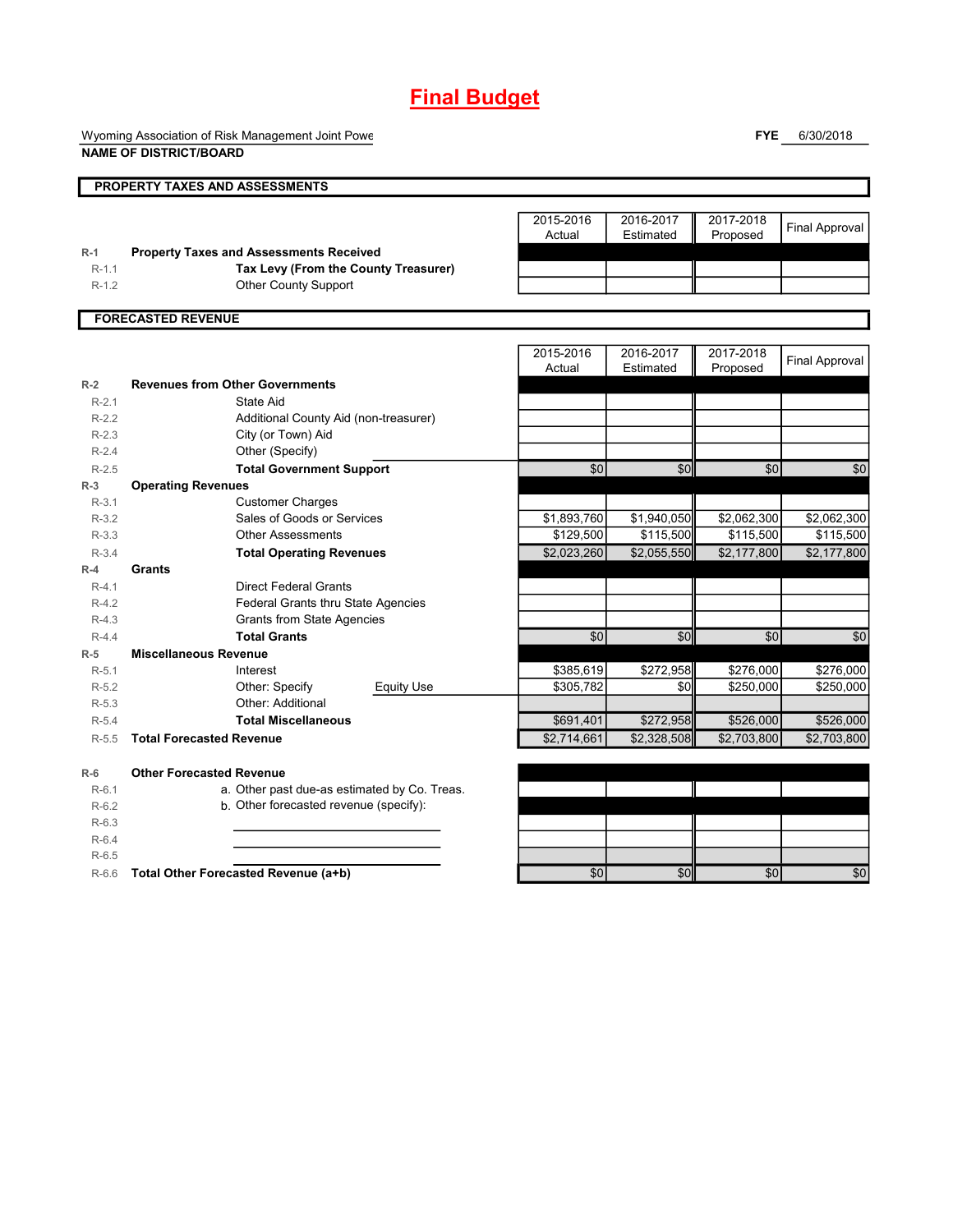# Final Budget

Wyoming Association of Risk Management Joint Powe
**NAME OF DISTRICT/BOARD**

**FYE** 6/30/2018

## PROPERTY TAXES AND ASSESSMENTS

| | | 2015-2016 Actual | 2016-2017 Estimated | 2017-2018 Proposed | Final Approval |
|---|---|---|---|---|---|
| R-1 | **Property Taxes and Assessments Received** | | | | |
| R-1.1 | **Tax Levy (From the County Treasurer)** | | | | |
| R-1.2 | Other County Support | | | | |

## FORECASTED REVENUE

| | | 2015-2016 Actual | 2016-2017 Estimated | 2017-2018 Proposed | Final Approval |
|---|---|---|---|---|---|
| R-2 | **Revenues from Other Governments** | | | | |
| R-2.1 | State Aid | | | | |
| R-2.2 | Additional County Aid (non-treasurer) | | | | |
| R-2.3 | City (or Town) Aid | | | | |
| R-2.4 | Other (Specify) | | | | |
| R-2.5 | **Total Government Support** | $0 | $0 | $0 | $0 |
| R-3 | **Operating Revenues** | | | | |
| R-3.1 | Customer Charges | | | | |
| R-3.2 | Sales of Goods or Services | $1,893,760 | $1,940,050 | $2,062,300 | $2,062,300 |
| R-3.3 | Other Assessments | $129,500 | $115,500 | $115,500 | $115,500 |
| R-3.4 | **Total Operating Revenues** | $2,023,260 | $2,055,550 | $2,177,800 | $2,177,800 |
| R-4 | **Grants** | | | | |
| R-4.1 | Direct Federal Grants | | | | |
| R-4.2 | Federal Grants thru State Agencies | | | | |
| R-4.3 | Grants from State Agencies | | | | |
| R-4.4 | **Total Grants** | $0 | $0 | $0 | $0 |
| R-5 | **Miscellaneous Revenue** | | | | |
| R-5.1 | Interest | $385,619 | $272,958 | $276,000 | $276,000 |
| R-5.2 | Other: Specify Equity Use | $305,782 | $0 | $250,000 | $250,000 |
| R-5.3 | Other: Additional | | | | |
| R-5.4 | **Total Miscellaneous** | $691,401 | $272,958 | $526,000 | $526,000 |
| R-5.5 | **Total Forecasted Revenue** | $2,714,661 | $2,328,508 | $2,703,800 | $2,703,800 |
| R-6 | **Other Forecasted Revenue** | | | | |
| R-6.1 | a. Other past due-as estimated by Co. Treas. | | | | |
| R-6.2 | b. Other forecasted revenue (specify): | | | | |
| R-6.3 | | | | | |
| R-6.4 | | | | | |
| R-6.5 | | | | | |
| R-6.6 | **Total Other Forecasted Revenue (a+b)** | $0 | $0 | $0 | $0 |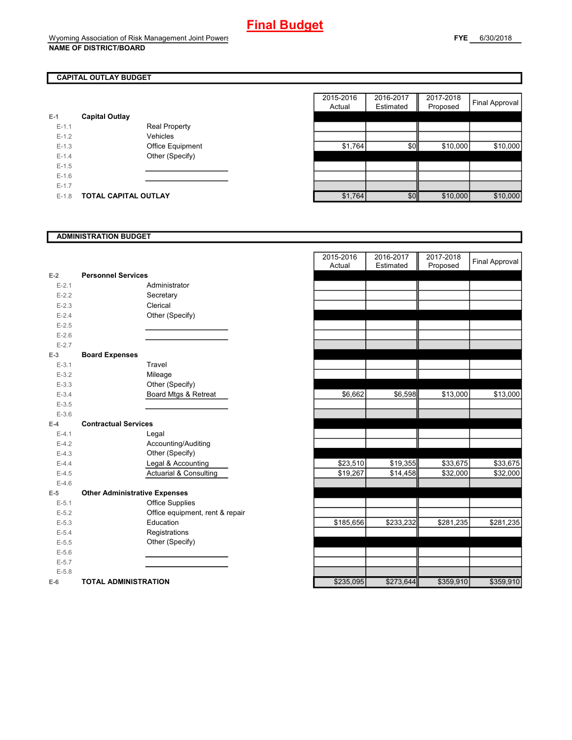# Final Budget

Wyoming Association of Risk Management Joint Powers
**NAME OF DISTRICT/BOARD**

**FYE** 6/30/2018

## CAPITAL OUTLAY BUDGET

| | | | 2015-2016 Actual | 2016-2017 Estimated | 2017-2018 Proposed | Final Approval |
|---|---|---|---|---|---|---|
| E-1 | **Capital Outlay** | | | | | |
| E-1.1 | | Real Property | | | | |
| E-1.2 | | Vehicles | | | | |
| E-1.3 | | Office Equipment | $1,764 | $0 | $10,000 | $10,000 |
| E-1.4 | | Other (Specify) | | | | |
| E-1.5 | | | | | | |
| E-1.6 | | | | | | |
| E-1.7 | | | | | | |
| E-1.8 | **TOTAL CAPITAL OUTLAY** | | $1,764 | $0 | $10,000 | $10,000 |

## ADMINISTRATION BUDGET

| | | | 2015-2016 Actual | 2016-2017 Estimated | 2017-2018 Proposed | Final Approval |
|---|---|---|---|---|---|---|
| E-2 | **Personnel Services** | | | | | |
| E-2.1 | | Administrator | | | | |
| E-2.2 | | Secretary | | | | |
| E-2.3 | | Clerical | | | | |
| E-2.4 | | Other (Specify) | | | | |
| E-2.5 | | | | | | |
| E-2.6 | | | | | | |
| E-2.7 | | | | | | |
| E-3 | **Board Expenses** | | | | | |
| E-3.1 | | Travel | | | | |
| E-3.2 | | Mileage | | | | |
| E-3.3 | | Other (Specify) | | | | |
| E-3.4 | | Board Mtgs & Retreat | $6,662 | $6,598 | $13,000 | $13,000 |
| E-3.5 | | | | | | |
| E-3.6 | | | | | | |
| E-4 | **Contractual Services** | | | | | |
| E-4.1 | | Legal | | | | |
| E-4.2 | | Accounting/Auditing | | | | |
| E-4.3 | | Other (Specify) | | | | |
| E-4.4 | | Legal & Accounting | $23,510 | $19,355 | $33,675 | $33,675 |
| E-4.5 | | Actuarial & Consulting | $19,267 | $14,458 | $32,000 | $32,000 |
| E-4.6 | | | | | | |
| E-5 | **Other Administrative Expenses** | | | | | |
| E-5.1 | | Office Supplies | | | | |
| E-5.2 | | Office equipment, rent & repair | | | | |
| E-5.3 | | Education | $185,656 | $233,232 | $281,235 | $281,235 |
| E-5.4 | | Registrations | | | | |
| E-5.5 | | Other (Specify) | | | | |
| E-5.6 | | | | | | |
| E-5.7 | | | | | | |
| E-5.8 | | | | | | |
| E-6 | **TOTAL ADMINISTRATION** | | $235,095 | $273,644 | $359,910 | $359,910 |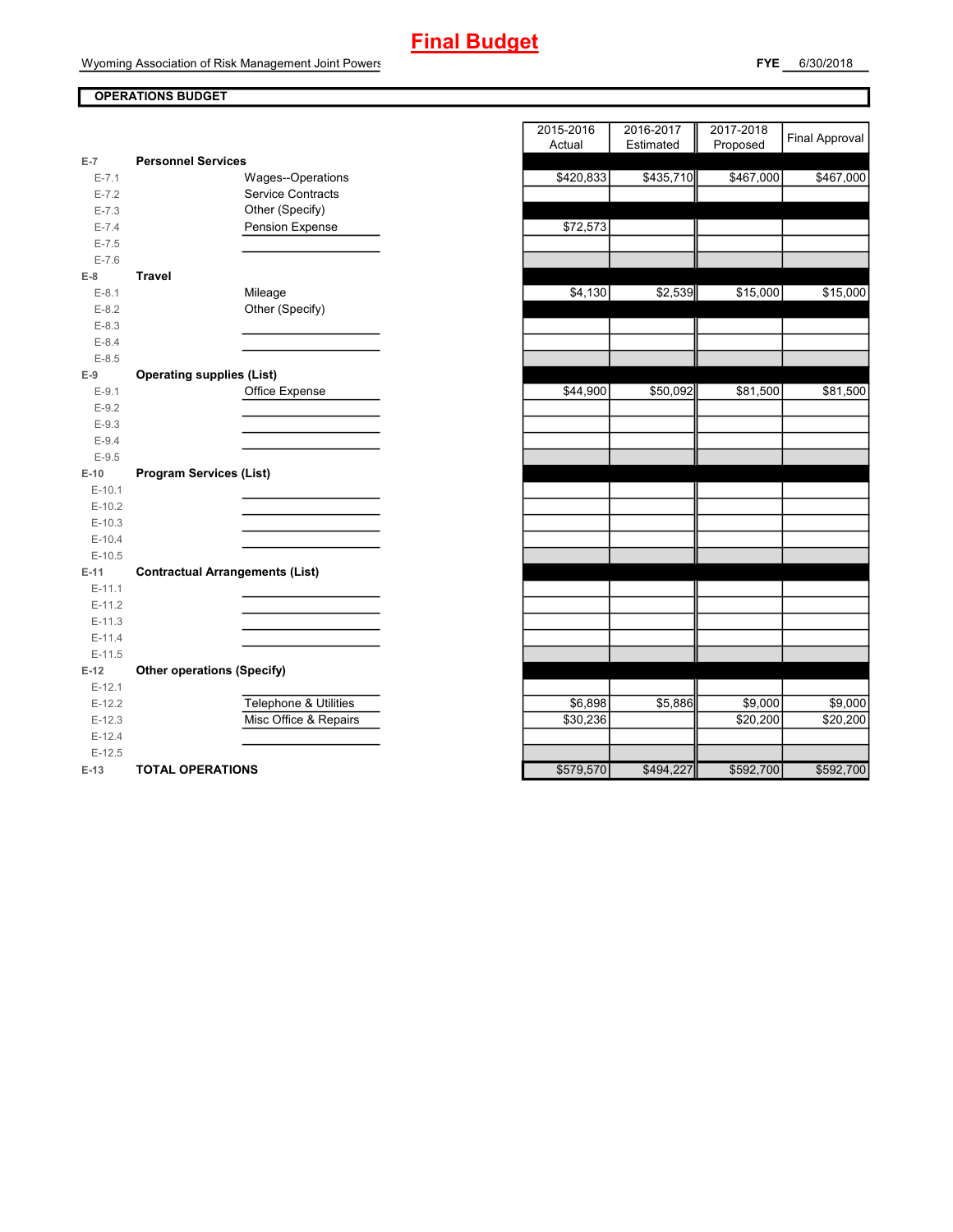# Final Budget

Wyoming Association of Risk Management Joint Powers

**FYE** 6/30/2018

**OPERATIONS BUDGET**

| | | | 2015-2016 Actual | 2016-2017 Estimated | 2017-2018 Proposed | Final Approval |
|---|---|---|---|---|---|---|
| E-7 | **Personnel Services** | | | | | |
| E-7.1 | | Wages--Operations | $420,833 | $435,710 | $467,000 | $467,000 |
| E-7.2 | | Service Contracts | | | | |
| E-7.3 | | Other (Specify) | | | | |
| E-7.4 | | Pension Expense | $72,573 | | | |
| E-7.5 | | | | | | |
| E-7.6 | | | | | | |
| E-8 | **Travel** | | | | | |
| E-8.1 | | Mileage | $4,130 | $2,539 | $15,000 | $15,000 |
| E-8.2 | | Other (Specify) | | | | |
| E-8.3 | | | | | | |
| E-8.4 | | | | | | |
| E-8.5 | | | | | | |
| E-9 | **Operating supplies (List)** | | | | | |
| E-9.1 | | Office Expense | $44,900 | $50,092 | $81,500 | $81,500 |
| E-9.2 | | | | | | |
| E-9.3 | | | | | | |
| E-9.4 | | | | | | |
| E-9.5 | | | | | | |
| E-10 | **Program Services (List)** | | | | | |
| E-10.1 | | | | | | |
| E-10.2 | | | | | | |
| E-10.3 | | | | | | |
| E-10.4 | | | | | | |
| E-10.5 | | | | | | |
| E-11 | **Contractual Arrangements (List)** | | | | | |
| E-11.1 | | | | | | |
| E-11.2 | | | | | | |
| E-11.3 | | | | | | |
| E-11.4 | | | | | | |
| E-11.5 | | | | | | |
| E-12 | **Other operations (Specify)** | | | | | |
| E-12.1 | | | | | | |
| E-12.2 | | Telephone & Utilities | $6,898 | $5,886 | $9,000 | $9,000 |
| E-12.3 | | Misc Office & Repairs | $30,236 | | $20,200 | $20,200 |
| E-12.4 | | | | | | |
| E-12.5 | | | | | | |
| E-13 | **TOTAL OPERATIONS** | | $579,570 | $494,227 | $592,700 | $592,700 |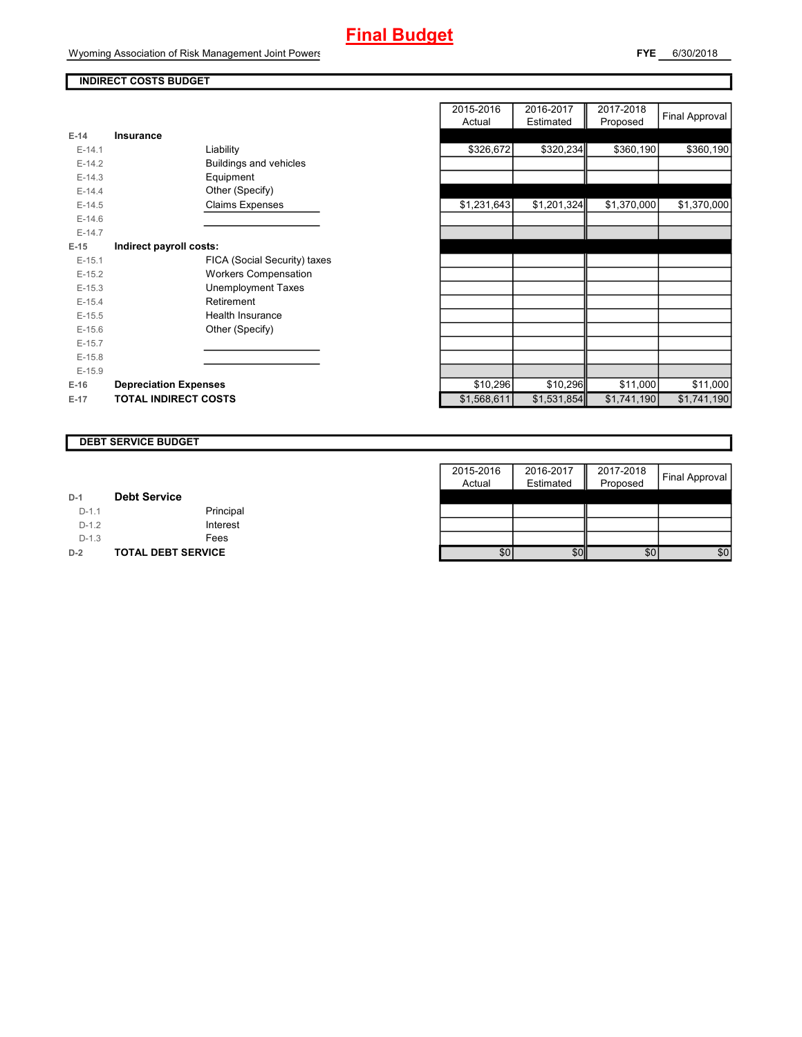# Final Budget

Wyoming Association of Risk Management Joint Powers

**FYE** 6/30/2018

## INDIRECT COSTS BUDGET

| | | | 2015-2016 Actual | 2016-2017 Estimated | 2017-2018 Proposed | Final Approval |
|---|---|---|---|---|---|---|
| **E-14** | **Insurance** | | | | | |
| E-14.1 | | Liability | $326,672 | $320,234 | $360,190 | $360,190 |
| E-14.2 | | Buildings and vehicles | | | | |
| E-14.3 | | Equipment | | | | |
| E-14.4 | | Other (Specify) | | | | |
| E-14.5 | | Claims Expenses | $1,231,643 | $1,201,324 | $1,370,000 | $1,370,000 |
| E-14.6 | | | | | | |
| E-14.7 | | | | | | |
| **E-15** | **Indirect payroll costs:** | | | | | |
| E-15.1 | | FICA (Social Security) taxes | | | | |
| E-15.2 | | Workers Compensation | | | | |
| E-15.3 | | Unemployment Taxes | | | | |
| E-15.4 | | Retirement | | | | |
| E-15.5 | | Health Insurance | | | | |
| E-15.6 | | Other (Specify) | | | | |
| E-15.7 | | | | | | |
| E-15.8 | | | | | | |
| E-15.9 | | | | | | |
| **E-16** | **Depreciation Expenses** | | $10,296 | $10,296 | $11,000 | $11,000 |
| **E-17** | **TOTAL INDIRECT COSTS** | | $1,568,611 | $1,531,854 | $1,741,190 | $1,741,190 |

## DEBT SERVICE BUDGET

| | | | 2015-2016 Actual | 2016-2017 Estimated | 2017-2018 Proposed | Final Approval |
|---|---|---|---|---|---|---|
| **D-1** | **Debt Service** | | | | | |
| D-1.1 | | Principal | | | | |
| D-1.2 | | Interest | | | | |
| D-1.3 | | Fees | | | | |
| **D-2** | **TOTAL DEBT SERVICE** | | $0 | $0 | $0 | $0 |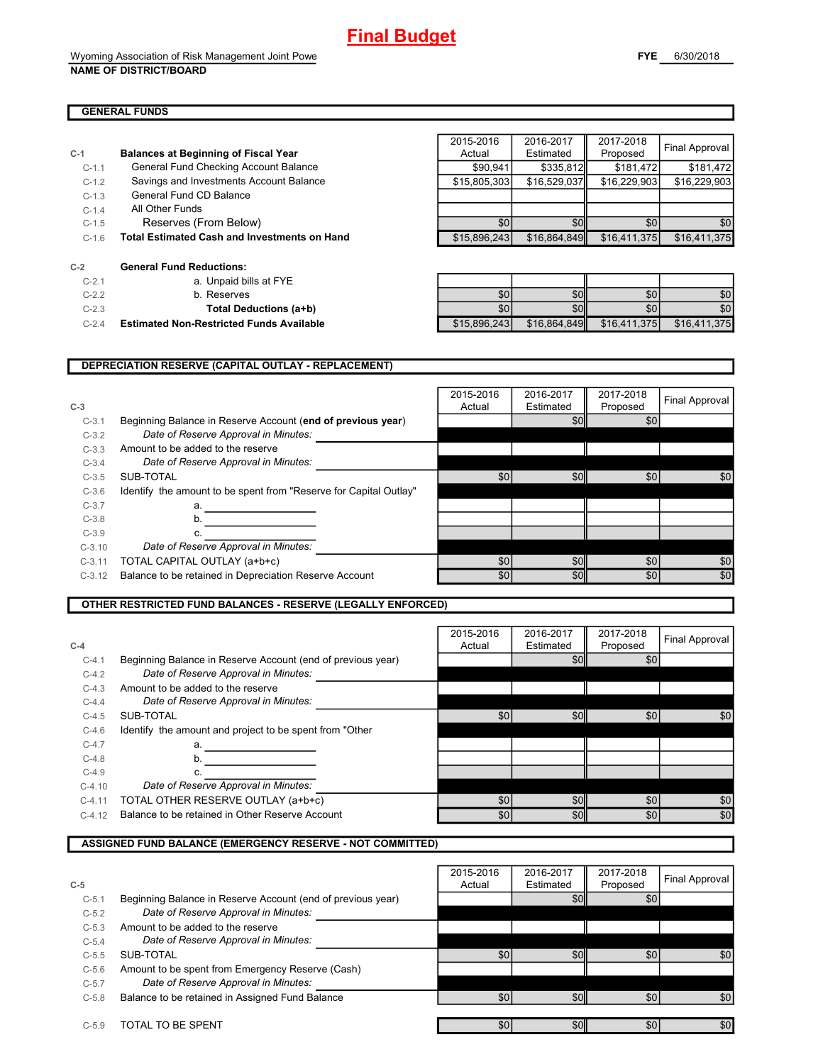# Final Budget

Wyoming Association of Risk Management Joint Powe
**NAME OF DISTRICT/BOARD**

**FYE** 6/30/2018

## GENERAL FUNDS

| | | 2015-2016 Actual | 2016-2017 Estimated | 2017-2018 Proposed | Final Approval |
|---|---|---|---|---|---|
| C-1 | **Balances at Beginning of Fiscal Year** | | | | |
| C-1.1 | General Fund Checking Account Balance | $90,941 | $335,812 | $181,472 | $181,472 |
| C-1.2 | Savings and Investments Account Balance | $15,805,303 | $16,529,037 | $16,229,903 | $16,229,903 |
| C-1.3 | General Fund CD Balance | | | | |
| C-1.4 | All Other Funds | | | | |
| C-1.5 | Reserves (From Below) | $0 | $0 | $0 | $0 |
| C-1.6 | **Total Estimated Cash and Investments on Hand** | $15,896,243 | $16,864,849 | $16,411,375 | $16,411,375 |

| | | | | | |
|---|---|---|---|---|---|
| C-2 | **General Fund Reductions:** | | | | |
| C-2.1 | a. Unpaid bills at FYE | | | | |
| C-2.2 | b. Reserves | $0 | $0 | $0 | $0 |
| C-2.3 | **Total Deductions (a+b)** | $0 | $0 | $0 | $0 |
| C-2.4 | **Estimated Non-Restricted Funds Available** | $15,896,243 | $16,864,849 | $16,411,375 | $16,411,375 |

## DEPRECIATION RESERVE (CAPITAL OUTLAY - REPLACEMENT)

| C-3 | | 2015-2016 Actual | 2016-2017 Estimated | 2017-2018 Proposed | Final Approval |
|---|---|---|---|---|---|
| C-3.1 | Beginning Balance in Reserve Account (**end of previous year**) | | $0 | $0 | |
| C-3.2 | *Date of Reserve Approval in Minutes:* | | | | |
| C-3.3 | Amount to be added to the reserve | | | | |
| C-3.4 | *Date of Reserve Approval in Minutes:* | | | | |
| C-3.5 | SUB-TOTAL | $0 | $0 | $0 | $0 |
| C-3.6 | Identify the amount to be spent from "Reserve for Capital Outlay" | | | | |
| C-3.7 | a. | | | | |
| C-3.8 | b. | | | | |
| C-3.9 | c. | | | | |
| C-3.10 | *Date of Reserve Approval in Minutes:* | | | | |
| C-3.11 | TOTAL CAPITAL OUTLAY (a+b+c) | $0 | $0 | $0 | $0 |
| C-3.12 | Balance to be retained in Depreciation Reserve Account | $0 | $0 | $0 | $0 |

## OTHER RESTRICTED FUND BALANCES - RESERVE (LEGALLY ENFORCED)

| C-4 | | 2015-2016 Actual | 2016-2017 Estimated | 2017-2018 Proposed | Final Approval |
|---|---|---|---|---|---|
| C-4.1 | Beginning Balance in Reserve Account (end of previous year) | | $0 | $0 | |
| C-4.2 | *Date of Reserve Approval in Minutes:* | | | | |
| C-4.3 | Amount to be added to the reserve | | | | |
| C-4.4 | *Date of Reserve Approval in Minutes:* | | | | |
| C-4.5 | SUB-TOTAL | $0 | $0 | $0 | $0 |
| C-4.6 | Identify the amount and project to be spent from "Other | | | | |
| C-4.7 | a. | | | | |
| C-4.8 | b. | | | | |
| C-4.9 | c. | | | | |
| C-4.10 | *Date of Reserve Approval in Minutes:* | | | | |
| C-4.11 | TOTAL OTHER RESERVE OUTLAY (a+b+c) | $0 | $0 | $0 | $0 |
| C-4.12 | Balance to be retained in Other Reserve Account | $0 | $0 | $0 | $0 |

## ASSIGNED FUND BALANCE (EMERGENCY RESERVE - NOT COMMITTED)

| C-5 | | 2015-2016 Actual | 2016-2017 Estimated | 2017-2018 Proposed | Final Approval |
|---|---|---|---|---|---|
| C-5.1 | Beginning Balance in Reserve Account (end of previous year) | | $0 | $0 | |
| C-5.2 | *Date of Reserve Approval in Minutes:* | | | | |
| C-5.3 | Amount to be added to the reserve | | | | |
| C-5.4 | *Date of Reserve Approval in Minutes:* | | | | |
| C-5.5 | SUB-TOTAL | $0 | $0 | $0 | $0 |
| C-5.6 | Amount to be spent from Emergency Reserve (Cash) | | | | |
| C-5.7 | *Date of Reserve Approval in Minutes:* | | | | |
| C-5.8 | Balance to be retained in Assigned Fund Balance | $0 | $0 | $0 | $0 |
| C-5.9 | TOTAL TO BE SPENT | $0 | $0 | $0 | $0 |